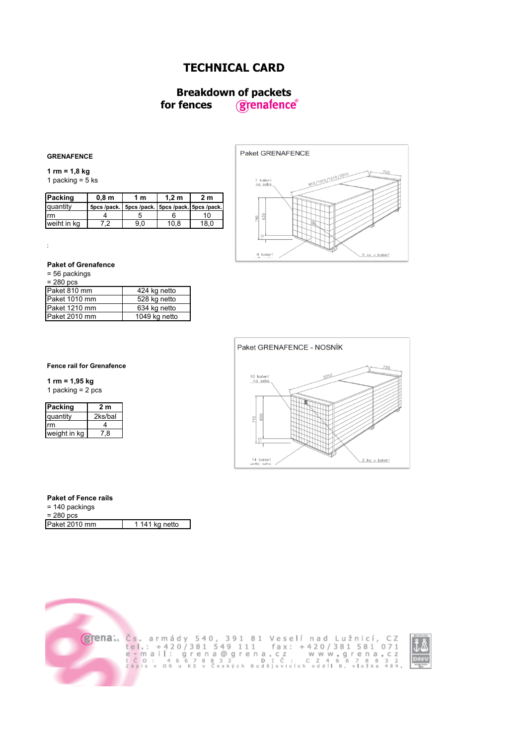# TECHNICAL CARD

## Breakdown of packets for fences grenafence®

### GRENAFENCE

**1 rm = 1,8 kg**
1 packing = 5 ks

| Packing | 0,8 m | 1 m | 1,2 m | 2 m |
|---|---|---|---|---|
| quantity | 5pcs /pack. | 5pcs /pack. | 5pcs /pack. | 5pcs /pack. |
| rm | 4 | 5 | 6 | 10 |
| weiht in kg | 7,2 | 9,0 | 10,8 | 18,0 |

;

**Paket of Grenafence**
= 56 packings
= 280 pcs

| Paket 810 mm | 424 kg netto |
|---|---|
| Paket 1010 mm | 528 kg netto |
| Paket 1210 mm | 634 kg netto |
| Paket 2010 mm | 1049 kg netto |

Paket GRENAFENCE

7 balení na sebe; 810/1010/1210/2010; 720; 740; 630; 10; 8 balení; 5 ks v balení

Paket GRENAFENCE - NOSNÍK

10 balení na sebe; 2010; 720; 710; 600; 10; 14 balení vedle sebe; 2 ks v balení

**Fence rail for Grenafence**

**1 rm = 1,95 kg**
1 packing = 2 pcs

| Packing | 2 m |
|---|---|
| quantity | 2ks/bal |
| rm | 4 |
| weight in kg | 7,8 |

**Paket of Fence rails**
= 140 packings
= 280 pcs

| Paket 2010 mm | 1 141 kg netto |
|---|---|

grena Čs. armády 540, 391 81 Veselí nad Lužnicí, CZ
tel.: +420/381 549 111 fax: +420/381 581 071
e-mail: grena@grena.cz www.grena.cz
IČO: 46678832 DIČ: CZ46678832
Zápis v OR u KS v Českých Budějovicích oddíl B, vložka 484.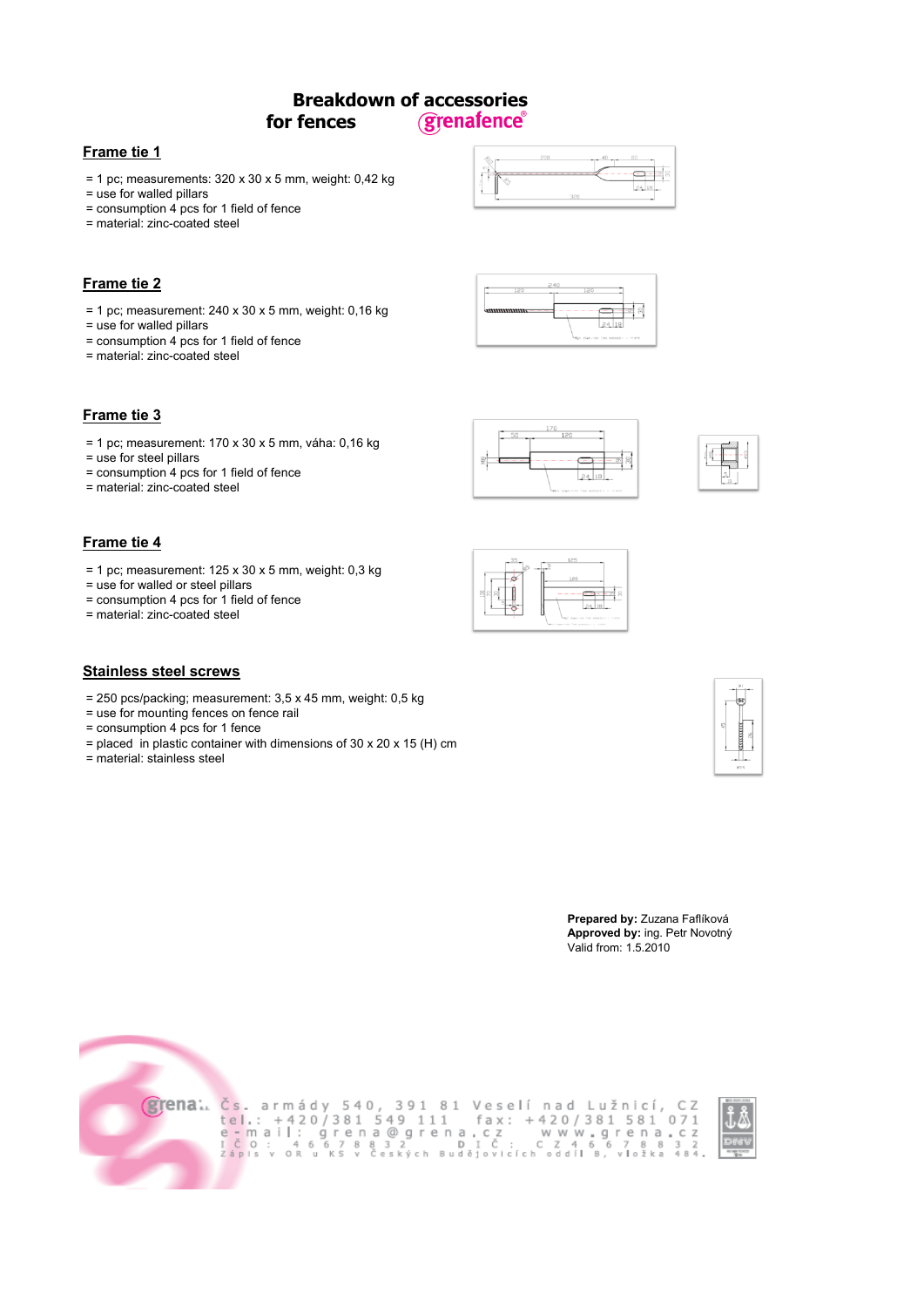# Breakdown of accessories for fences grenafence®

## Frame tie 1

= 1 pc; measurements: 320 x 30 x 5 mm, weight: 0,42 kg
= use for walled pillars
= consumption 4 pcs for 1 field of fence
= material: zinc-coated steel

## Frame tie 2

= 1 pc; measurement: 240 x 30 x 5 mm, weight: 0,16 kg
= use for walled pillars
= consumption 4 pcs for 1 field of fence
= material: zinc-coated steel

## Frame tie 3

= 1 pc; measurement: 170 x 30 x 5 mm, váha: 0,16 kg
= use for steel pillars
= consumption 4 pcs for 1 field of fence
= material: zinc-coated steel

## Frame tie 4

= 1 pc; measurement: 125 x 30 x 5 mm, weight: 0,3 kg
= use for walled or steel pillars
= consumption 4 pcs for 1 field of fence
= material: zinc-coated steel

## Stainless steel screws

= 250 pcs/packing; measurement: 3,5 x 45 mm, weight: 0,5 kg
= use for mounting fences on fence rail
= consumption 4 pcs for 1 fence
= placed in plastic container with dimensions of 30 x 20 x 15 (H) cm
= material: stainless steel

**Prepared by:** Zuzana Faflíková
**Approved by:** ing. Petr Novotný
Valid from: 1.5.2010

grena Čs. armády 540, 391 81 Veselí nad Lužnicí, CZ
tel.: +420/381 549 111 fax: +420/381 581 071
e-mail: grena@grena.cz www.grena.cz
IČO: 46678832 DIČ: CZ46678832
Zápis v OR u KS v Českých Budějovicích oddíl B, vložka 484.